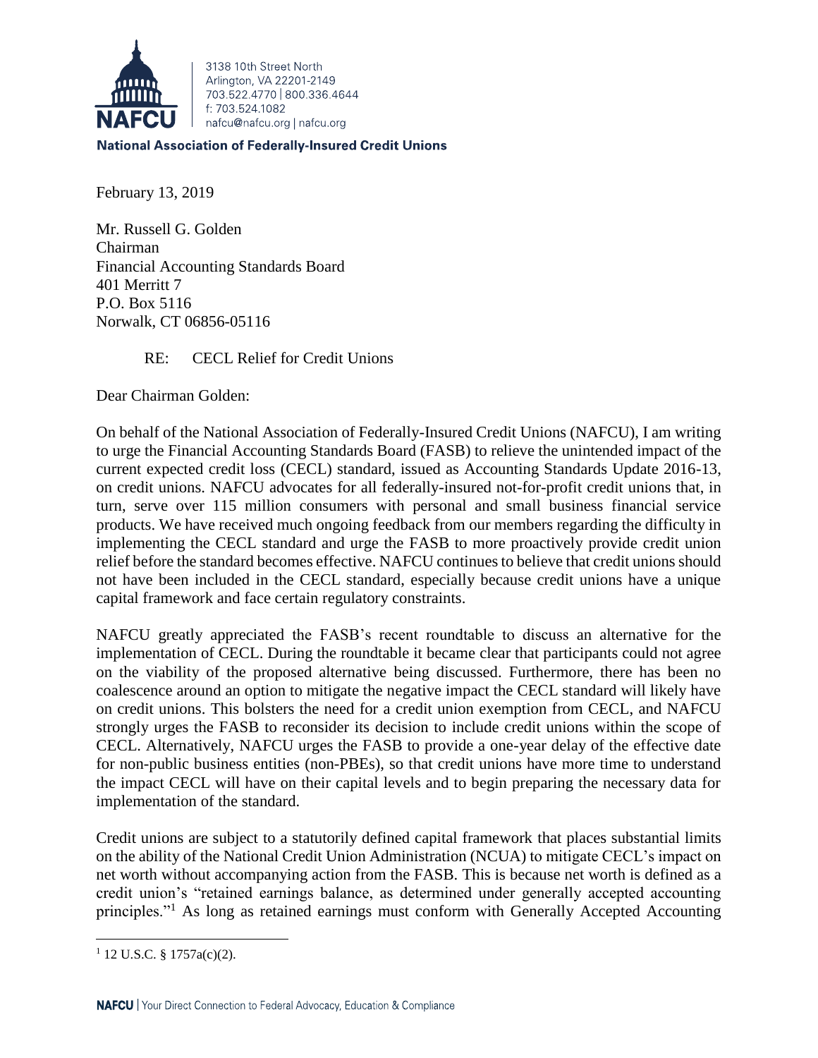3138 10th Street North
Arlington, VA 22201-2149
703.522.4770 | 800.336.4644
f: 703.524.1082
nafcu@nafcu.org | nafcu.org

**National Association of Federally-Insured Credit Unions**

February 13, 2019

Mr. Russell G. Golden
Chairman
Financial Accounting Standards Board
401 Merritt 7
P.O. Box 5116
Norwalk, CT 06856-05116

RE: CECL Relief for Credit Unions

Dear Chairman Golden:

On behalf of the National Association of Federally-Insured Credit Unions (NAFCU), I am writing to urge the Financial Accounting Standards Board (FASB) to relieve the unintended impact of the current expected credit loss (CECL) standard, issued as Accounting Standards Update 2016-13, on credit unions. NAFCU advocates for all federally-insured not-for-profit credit unions that, in turn, serve over 115 million consumers with personal and small business financial service products. We have received much ongoing feedback from our members regarding the difficulty in implementing the CECL standard and urge the FASB to more proactively provide credit union relief before the standard becomes effective. NAFCU continues to believe that credit unions should not have been included in the CECL standard, especially because credit unions have a unique capital framework and face certain regulatory constraints.

NAFCU greatly appreciated the FASB's recent roundtable to discuss an alternative for the implementation of CECL. During the roundtable it became clear that participants could not agree on the viability of the proposed alternative being discussed. Furthermore, there has been no coalescence around an option to mitigate the negative impact the CECL standard will likely have on credit unions. This bolsters the need for a credit union exemption from CECL, and NAFCU strongly urges the FASB to reconsider its decision to include credit unions within the scope of CECL. Alternatively, NAFCU urges the FASB to provide a one-year delay of the effective date for non-public business entities (non-PBEs), so that credit unions have more time to understand the impact CECL will have on their capital levels and to begin preparing the necessary data for implementation of the standard.

Credit unions are subject to a statutorily defined capital framework that places substantial limits on the ability of the National Credit Union Administration (NCUA) to mitigate CECL's impact on net worth without accompanying action from the FASB. This is because net worth is defined as a credit union's "retained earnings balance, as determined under generally accepted accounting principles."[1] As long as retained earnings must conform with Generally Accepted Accounting

[1] 12 U.S.C. § 1757a(c)(2).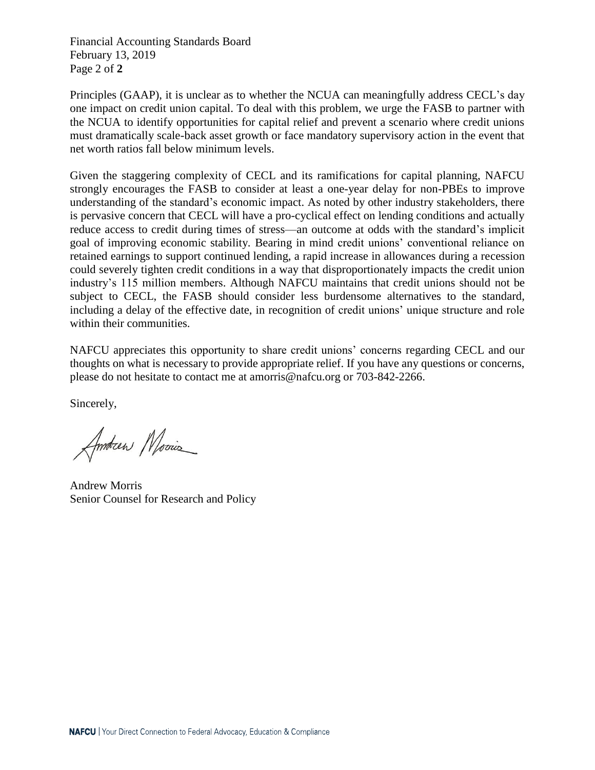Principles (GAAP), it is unclear as to whether the NCUA can meaningfully address CECL's day one impact on credit union capital. To deal with this problem, we urge the FASB to partner with the NCUA to identify opportunities for capital relief and prevent a scenario where credit unions must dramatically scale-back asset growth or face mandatory supervisory action in the event that net worth ratios fall below minimum levels.

Given the staggering complexity of CECL and its ramifications for capital planning, NAFCU strongly encourages the FASB to consider at least a one-year delay for non-PBEs to improve understanding of the standard's economic impact. As noted by other industry stakeholders, there is pervasive concern that CECL will have a pro-cyclical effect on lending conditions and actually reduce access to credit during times of stress—an outcome at odds with the standard's implicit goal of improving economic stability. Bearing in mind credit unions' conventional reliance on retained earnings to support continued lending, a rapid increase in allowances during a recession could severely tighten credit conditions in a way that disproportionately impacts the credit union industry's 115 million members. Although NAFCU maintains that credit unions should not be subject to CECL, the FASB should consider less burdensome alternatives to the standard, including a delay of the effective date, in recognition of credit unions' unique structure and role within their communities.

NAFCU appreciates this opportunity to share credit unions' concerns regarding CECL and our thoughts on what is necessary to provide appropriate relief. If you have any questions or concerns, please do not hesitate to contact me at amorris@nafcu.org or 703-842-2266.

Sincerely,

Andrew Morris
Senior Counsel for Research and Policy